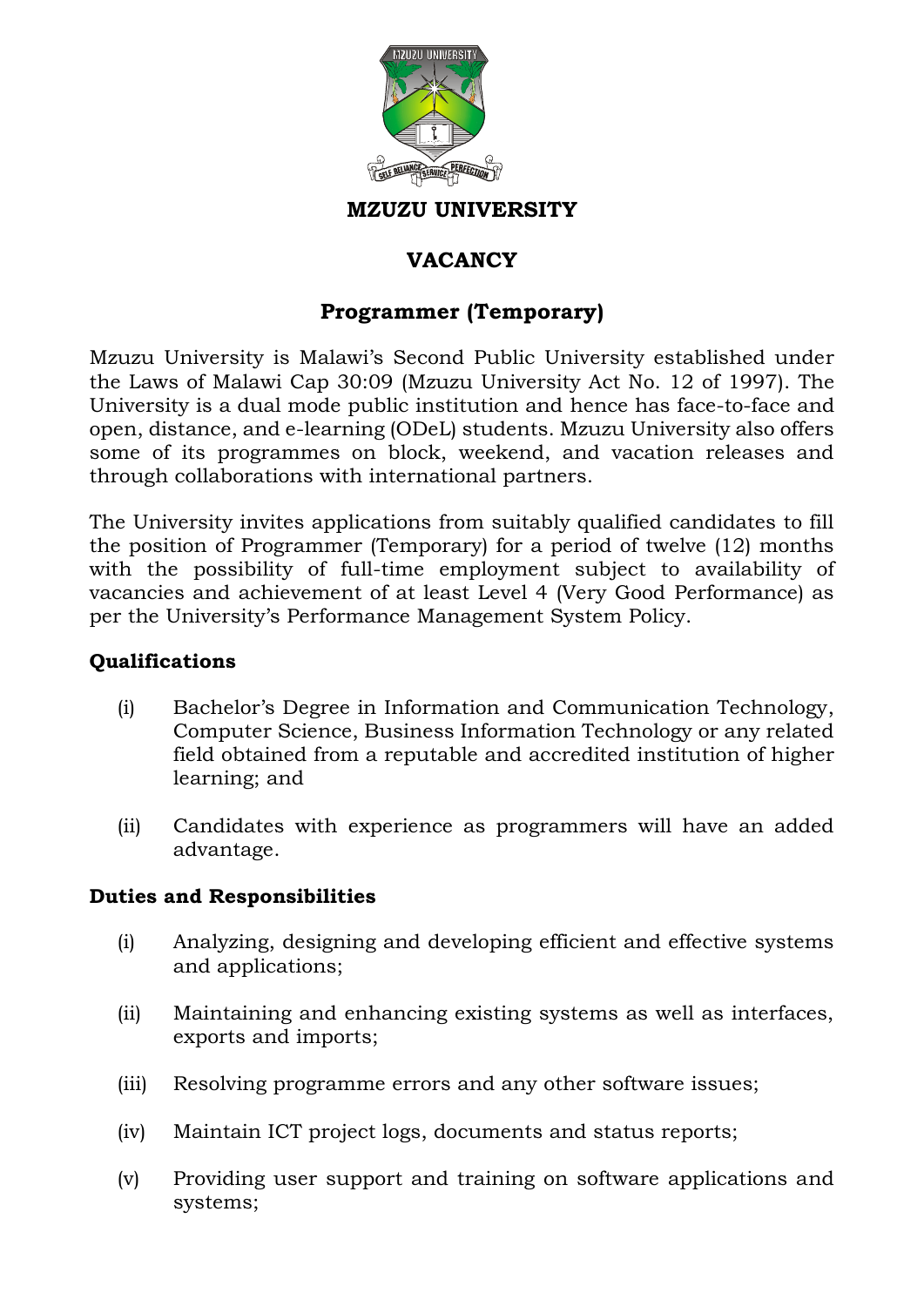# MZUZU UNIVERSITY

## VACANCY

## Programmer (Temporary)

Mzuzu University is Malawi's Second Public University established under the Laws of Malawi Cap 30:09 (Mzuzu University Act No. 12 of 1997). The University is a dual mode public institution and hence has face-to-face and open, distance, and e-learning (ODeL) students. Mzuzu University also offers some of its programmes on block, weekend, and vacation releases and through collaborations with international partners.

The University invites applications from suitably qualified candidates to fill the position of Programmer (Temporary) for a period of twelve (12) months with the possibility of full-time employment subject to availability of vacancies and achievement of at least Level 4 (Very Good Performance) as per the University's Performance Management System Policy.

### Qualifications

(i) Bachelor's Degree in Information and Communication Technology, Computer Science, Business Information Technology or any related field obtained from a reputable and accredited institution of higher learning; and

(ii) Candidates with experience as programmers will have an added advantage.

### Duties and Responsibilities

(i) Analyzing, designing and developing efficient and effective systems and applications;

(ii) Maintaining and enhancing existing systems as well as interfaces, exports and imports;

(iii) Resolving programme errors and any other software issues;

(iv) Maintain ICT project logs, documents and status reports;

(v) Providing user support and training on software applications and systems;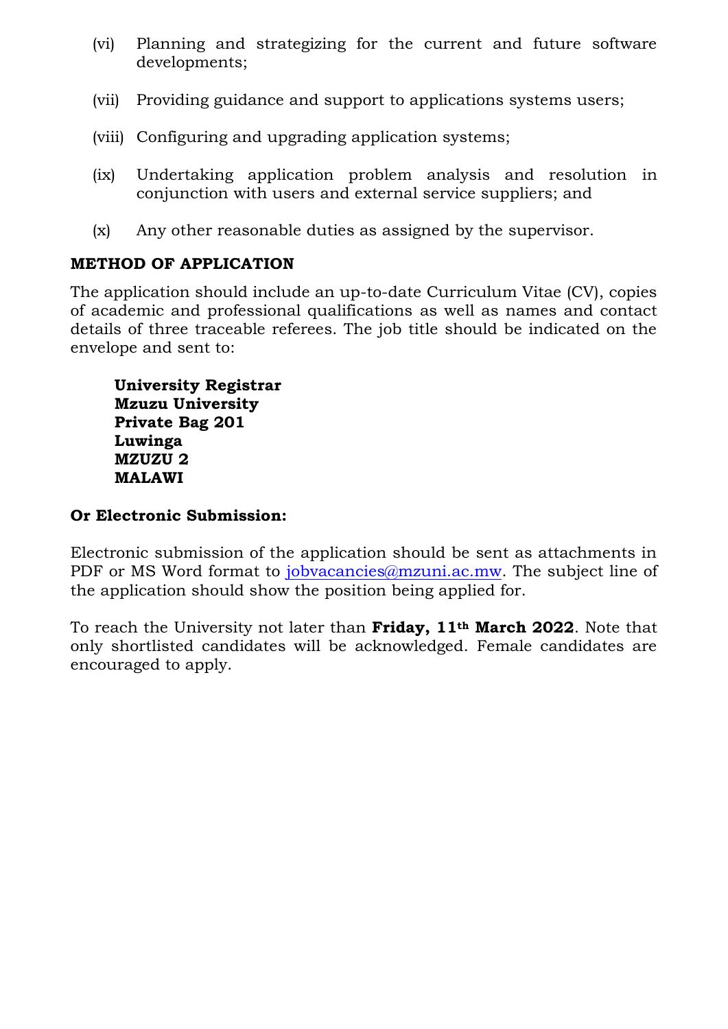(vi) Planning and strategizing for the current and future software developments;

(vii) Providing guidance and support to applications systems users;

(viii) Configuring and upgrading application systems;

(ix) Undertaking application problem analysis and resolution in conjunction with users and external service suppliers; and

(x) Any other reasonable duties as assigned by the supervisor.

**METHOD OF APPLICATION**

The application should include an up-to-date Curriculum Vitae (CV), copies of academic and professional qualifications as well as names and contact details of three traceable referees. The job title should be indicated on the envelope and sent to:

**University Registrar**
**Mzuzu University**
**Private Bag 201**
**Luwinga**
**MZUZU 2**
**MALAWI**

**Or Electronic Submission:**

Electronic submission of the application should be sent as attachments in PDF or MS Word format to jobvacancies@mzuni.ac.mw. The subject line of the application should show the position being applied for.

To reach the University not later than **Friday, 11th March 2022**. Note that only shortlisted candidates will be acknowledged. Female candidates are encouraged to apply.